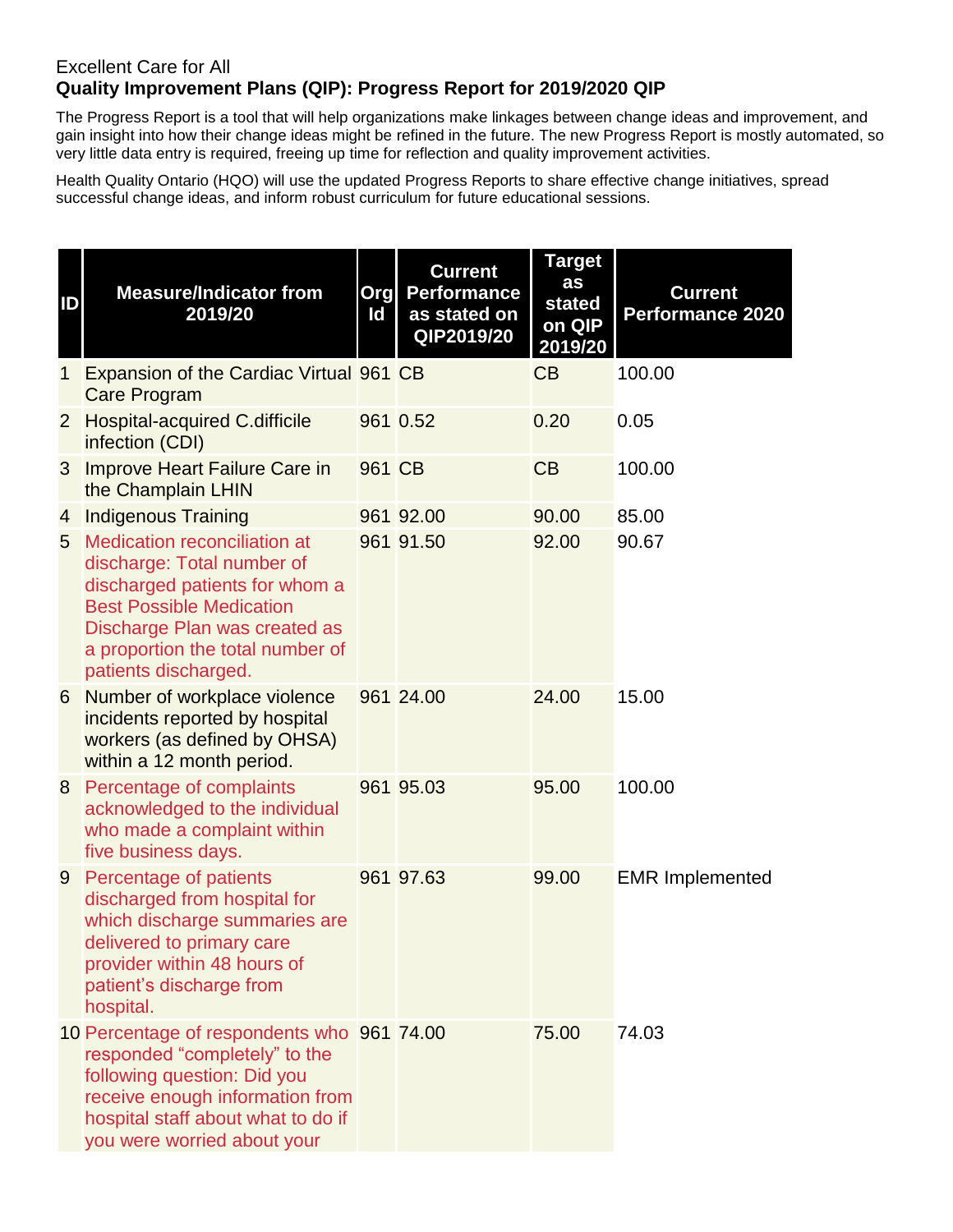Excellent Care for All

**Quality Improvement Plans (QIP): Progress Report for 2019/2020 QIP**

The Progress Report is a tool that will help organizations make linkages between change ideas and improvement, and gain insight into how their change ideas might be refined in the future. The new Progress Report is mostly automated, so very little data entry is required, freeing up time for reflection and quality improvement activities.

Health Quality Ontario (HQO) will use the updated Progress Reports to share effective change initiatives, spread successful change ideas, and inform robust curriculum for future educational sessions.

| ID | Measure/Indicator from 2019/20 | Org Id | Current Performance as stated on QIP2019/20 | Target as stated on QIP 2019/20 | Current Performance 2020 |
|---|---|---|---|---|---|
| 1 | Expansion of the Cardiac Virtual Care Program | 961 | CB | CB | 100.00 |
| 2 | Hospital-acquired C.difficile infection (CDI) | 961 | 0.52 | 0.20 | 0.05 |
| 3 | Improve Heart Failure Care in the Champlain LHIN | 961 | CB | CB | 100.00 |
| 4 | Indigenous Training | 961 | 92.00 | 90.00 | 85.00 |
| 5 | Medication reconciliation at discharge: Total number of discharged patients for whom a Best Possible Medication Discharge Plan was created as a proportion the total number of patients discharged. | 961 | 91.50 | 92.00 | 90.67 |
| 6 | Number of workplace violence incidents reported by hospital workers (as defined by OHSA) within a 12 month period. | 961 | 24.00 | 24.00 | 15.00 |
| 8 | Percentage of complaints acknowledged to the individual who made a complaint within five business days. | 961 | 95.03 | 95.00 | 100.00 |
| 9 | Percentage of patients discharged from hospital for which discharge summaries are delivered to primary care provider within 48 hours of patient's discharge from hospital. | 961 | 97.63 | 99.00 | EMR Implemented |
| 10 | Percentage of respondents who responded "completely" to the following question: Did you receive enough information from hospital staff about what to do if you were worried about your | 961 | 74.00 | 75.00 | 74.03 |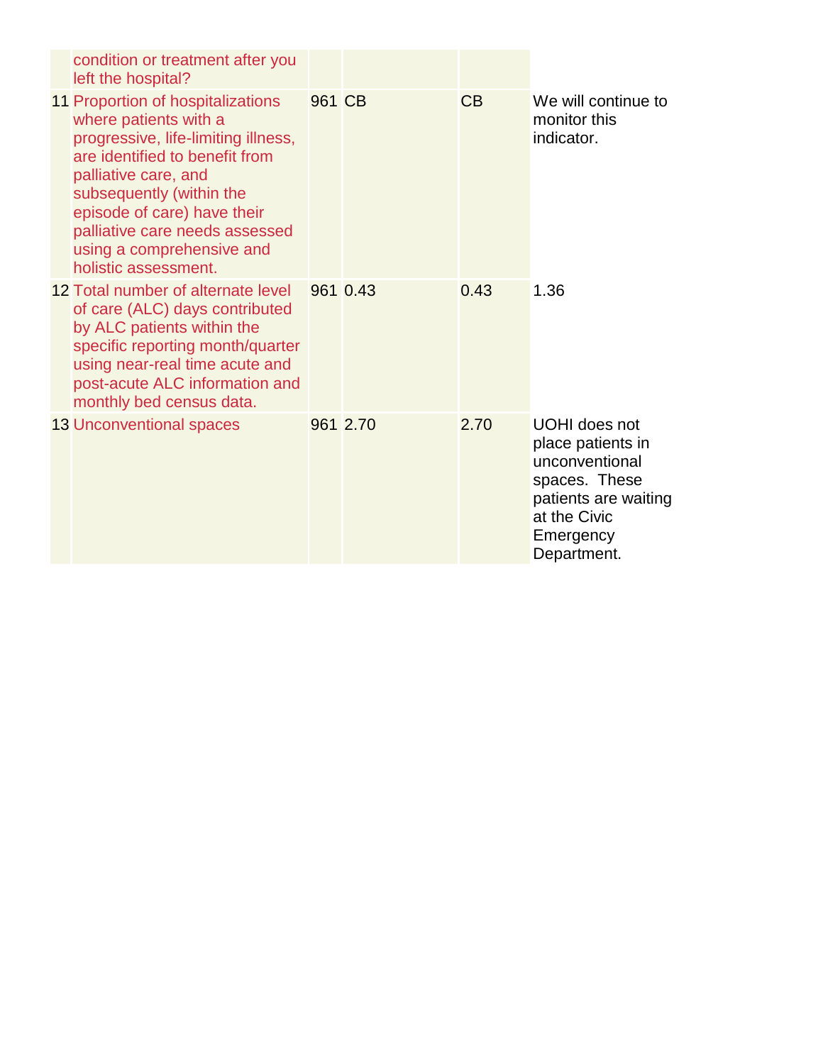| | | | | | |
|---|---|---|---|---|---|
| | condition or treatment after you left the hospital? | | | | |
| 11 | Proportion of hospitalizations where patients with a progressive, life-limiting illness, are identified to benefit from palliative care, and subsequently (within the episode of care) have their palliative care needs assessed using a comprehensive and holistic assessment. | 961 | CB | CB | We will continue to monitor this indicator. |
| 12 | Total number of alternate level of care (ALC) days contributed by ALC patients within the specific reporting month/quarter using near-real time acute and post-acute ALC information and monthly bed census data. | 961 | 0.43 | 0.43 | 1.36 |
| 13 | Unconventional spaces | 961 | 2.70 | 2.70 | UOHI does not place patients in unconventional spaces. These patients are waiting at the Civic Emergency Department. |